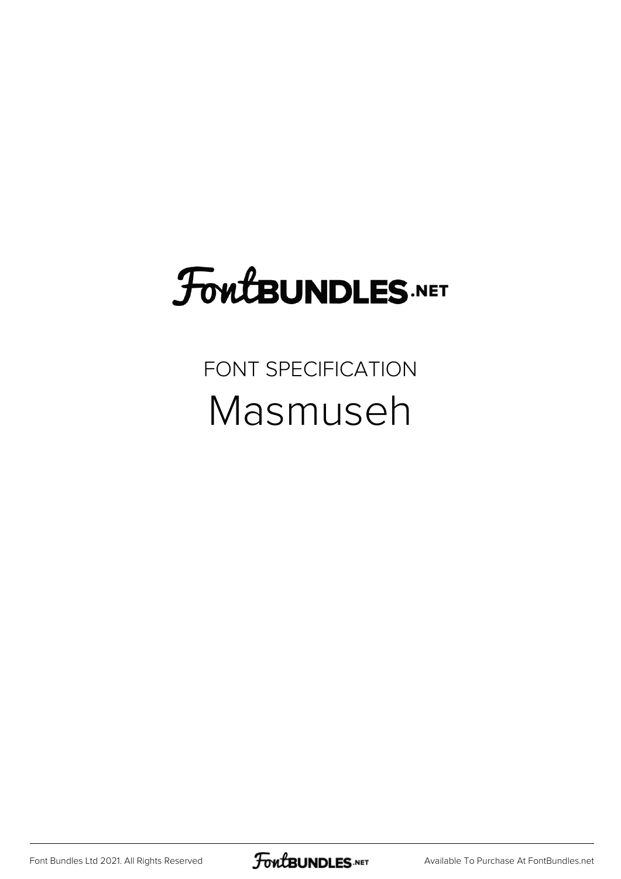# FontBUNDLES.NET

FONT SPECIFICATION

## Masmuseh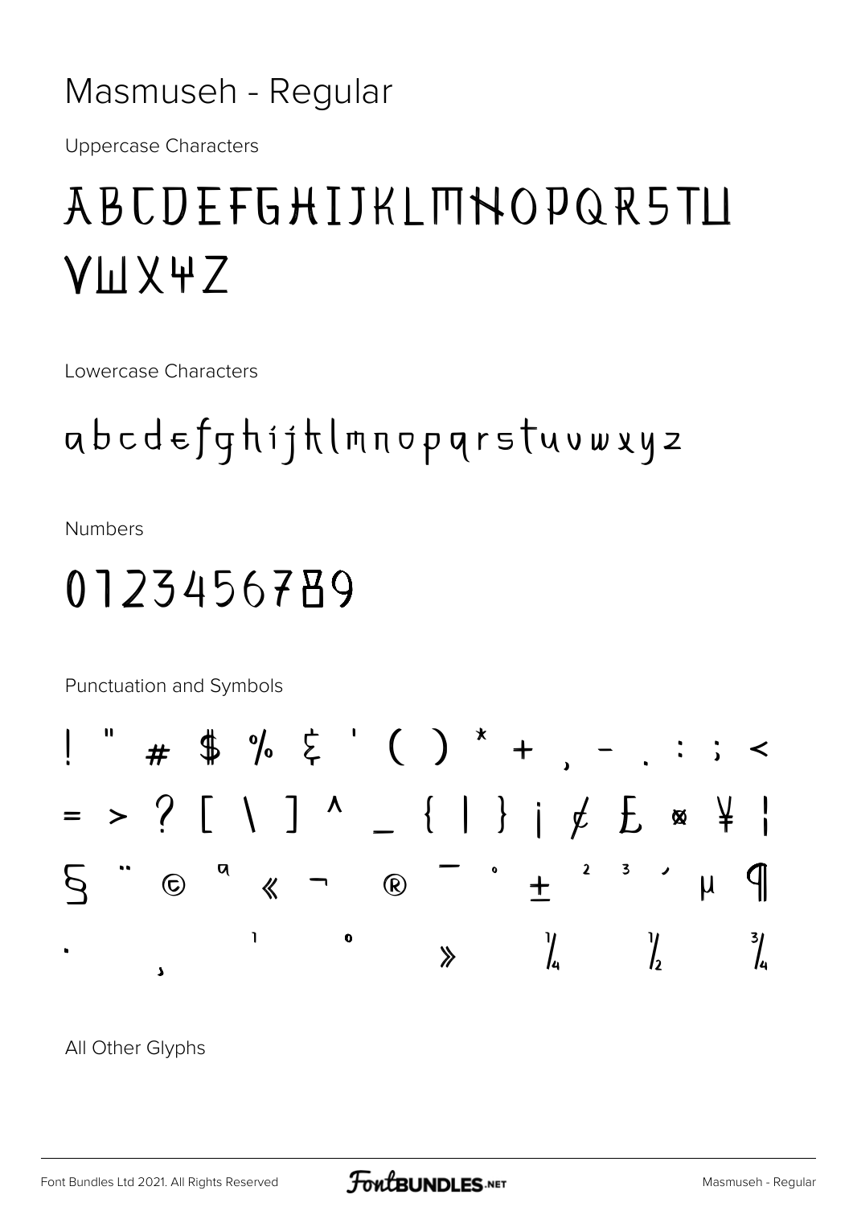# Masmuseh - Regular

Uppercase Characters

ABCDEFGHIJKLMNOPQRSTU VWXYZ

Lowercase Characters

abcdefghijklmnopqrstuvwxyz

Numbers

0123456789

Punctuation and Symbols

! " # $ % & ' ( ) * + , - . : ; < = > ? [ \ ] ^ _ { | } ¡ ¢ £ ¤ ¥ ¦ § ¨ © ª « ¬ ® ¯ ° ± ² ³ ´ µ ¶ · ¸ ¹ º » ¼ ½ ¾

All Other Glyphs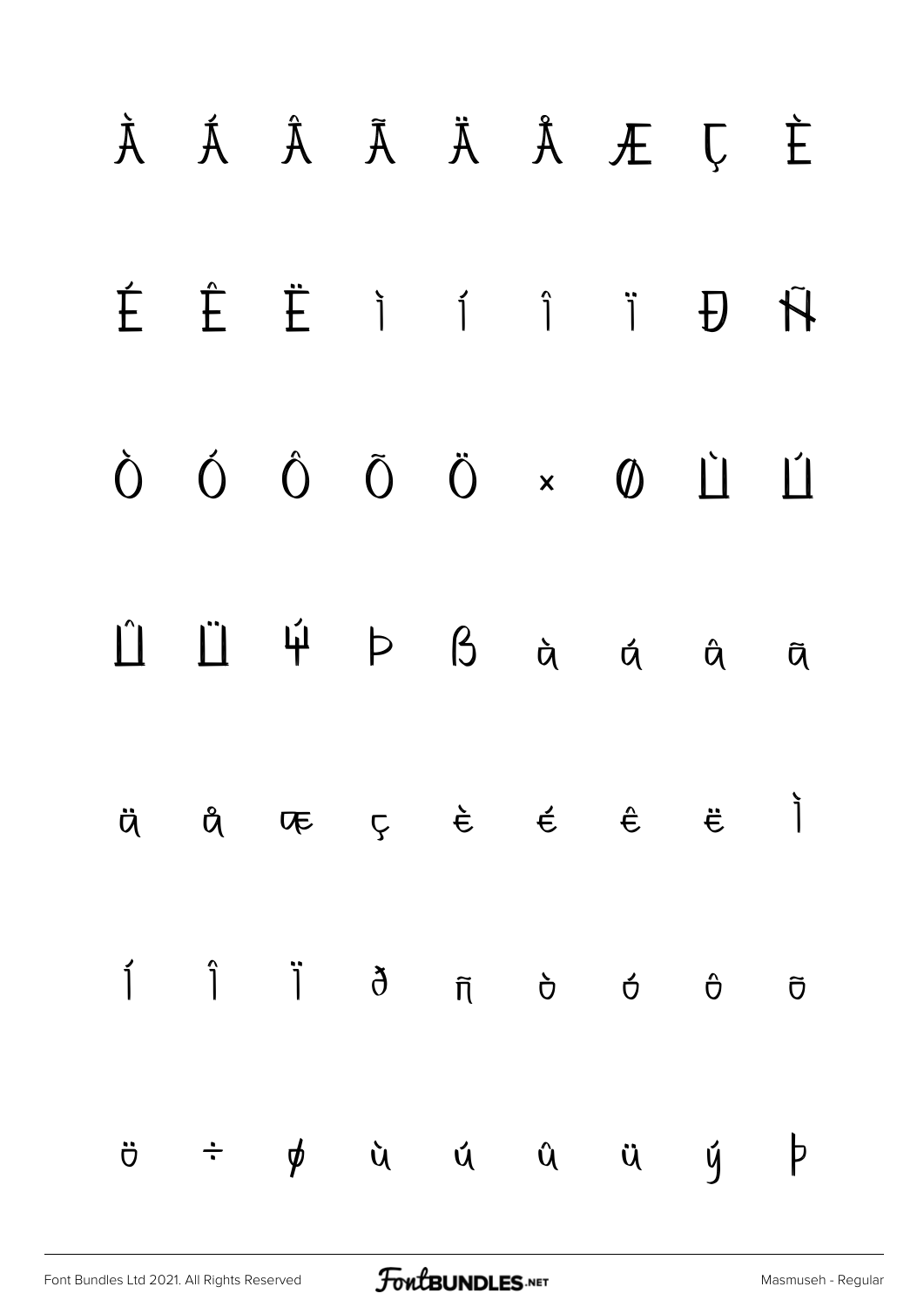À Á Â Ã Ä Å Æ Ç È

É Ê Ë Ì Í Î Ï Ð Ñ

Ò Ó Ô Õ Ö × Ø Ù Ú

Û Ü Ý Þ ß à á â ã

ä å æ ç è é ê ë ì

í î ï ð ñ ò ó ô õ

ö ÷ ø ù ú û ü ý þ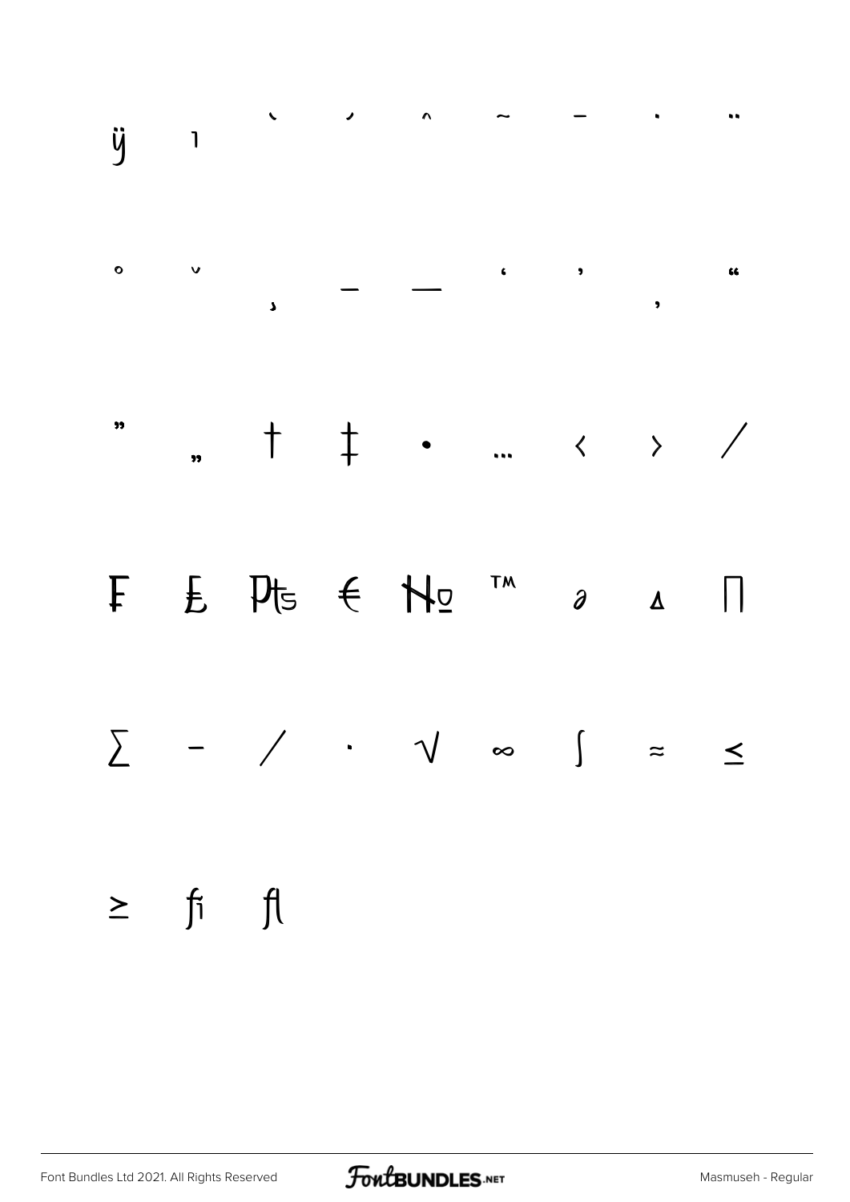ÿ ı ˋ ˊ ˆ ˜ ¯ ˙ ¨

˚ ˇ ¸ – — ‘ ’ ‚ “

” „ † ‡ • … ‹ › ⁄

₣ ₤ ₧ € № ™ ∂ ∆ ∏

∑ − ∕ ∙ √ ∞ ∫ ≈ ≤

≥ ﬁ ﬂ